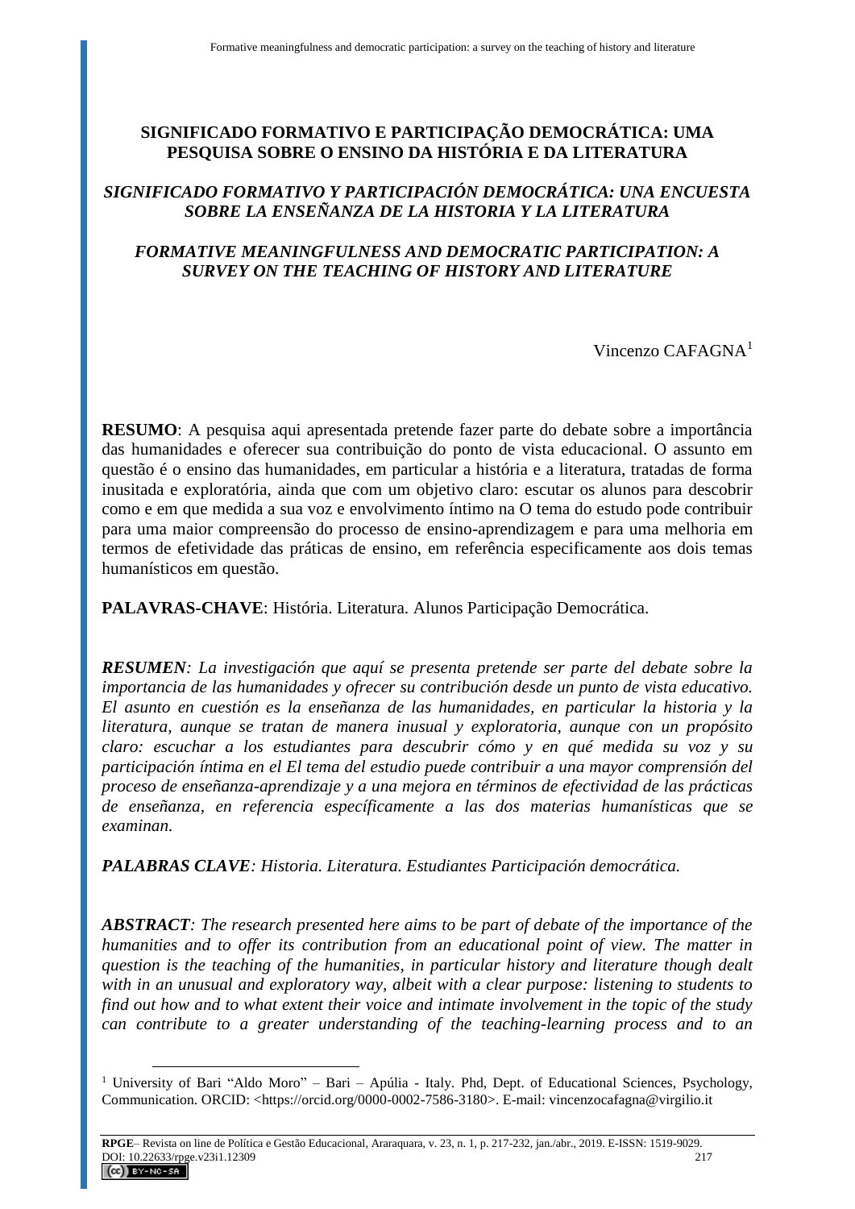# SIGNIFICADO FORMATIVO E PARTICIPAÇÃO DEMOCRÁTICA: UMA PESQUISA SOBRE O ENSINO DA HISTÓRIA E DA LITERATURA

## *SIGNIFICADO FORMATIVO Y PARTICIPACIÓN DEMOCRÁTICA: UNA ENCUESTA SOBRE LA ENSEÑANZA DE LA HISTORIA Y LA LITERATURA*

## *FORMATIVE MEANINGFULNESS AND DEMOCRATIC PARTICIPATION: A SURVEY ON THE TEACHING OF HISTORY AND LITERATURE*

Vincenzo CAFAGNA[1]

**RESUMO**: A pesquisa aqui apresentada pretende fazer parte do debate sobre a importância das humanidades e oferecer sua contribuição do ponto de vista educacional. O assunto em questão é o ensino das humanidades, em particular a história e a literatura, tratadas de forma inusitada e exploratória, ainda que com um objetivo claro: escutar os alunos para descobrir como e em que medida a sua voz e envolvimento íntimo na O tema do estudo pode contribuir para uma maior compreensão do processo de ensino-aprendizagem e para uma melhoria em termos de efetividade das práticas de ensino, em referência especificamente aos dois temas humanísticos em questão.

**PALAVRAS-CHAVE**: História. Literatura. Alunos Participação Democrática.

***RESUMEN**: La investigación que aquí se presenta pretende ser parte del debate sobre la importancia de las humanidades y ofrecer su contribución desde un punto de vista educativo. El asunto en cuestión es la enseñanza de las humanidades, en particular la historia y la literatura, aunque se tratan de manera inusual y exploratoria, aunque con un propósito claro: escuchar a los estudiantes para descubrir cómo y en qué medida su voz y su participación íntima en el El tema del estudio puede contribuir a una mayor comprensión del proceso de enseñanza-aprendizaje y a una mejora en términos de efectividad de las prácticas de enseñanza, en referencia específicamente a las dos materias humanísticas que se examinan.*

***PALABRAS CLAVE**: Historia. Literatura. Estudiantes Participación democrática.*

***ABSTRACT**: The research presented here aims to be part of debate of the importance of the humanities and to offer its contribution from an educational point of view. The matter in question is the teaching of the humanities, in particular history and literature though dealt with in an unusual and exploratory way, albeit with a clear purpose: listening to students to find out how and to what extent their voice and intimate involvement in the topic of the study can contribute to a greater understanding of the teaching-learning process and to an*

[1] University of Bari "Aldo Moro" – Bari – Apúlia - Italy. Phd, Dept. of Educational Sciences, Psychology, Communication. ORCID: <https://orcid.org/0000-0002-7586-3180>. E-mail: vincenzocafagna@virgilio.it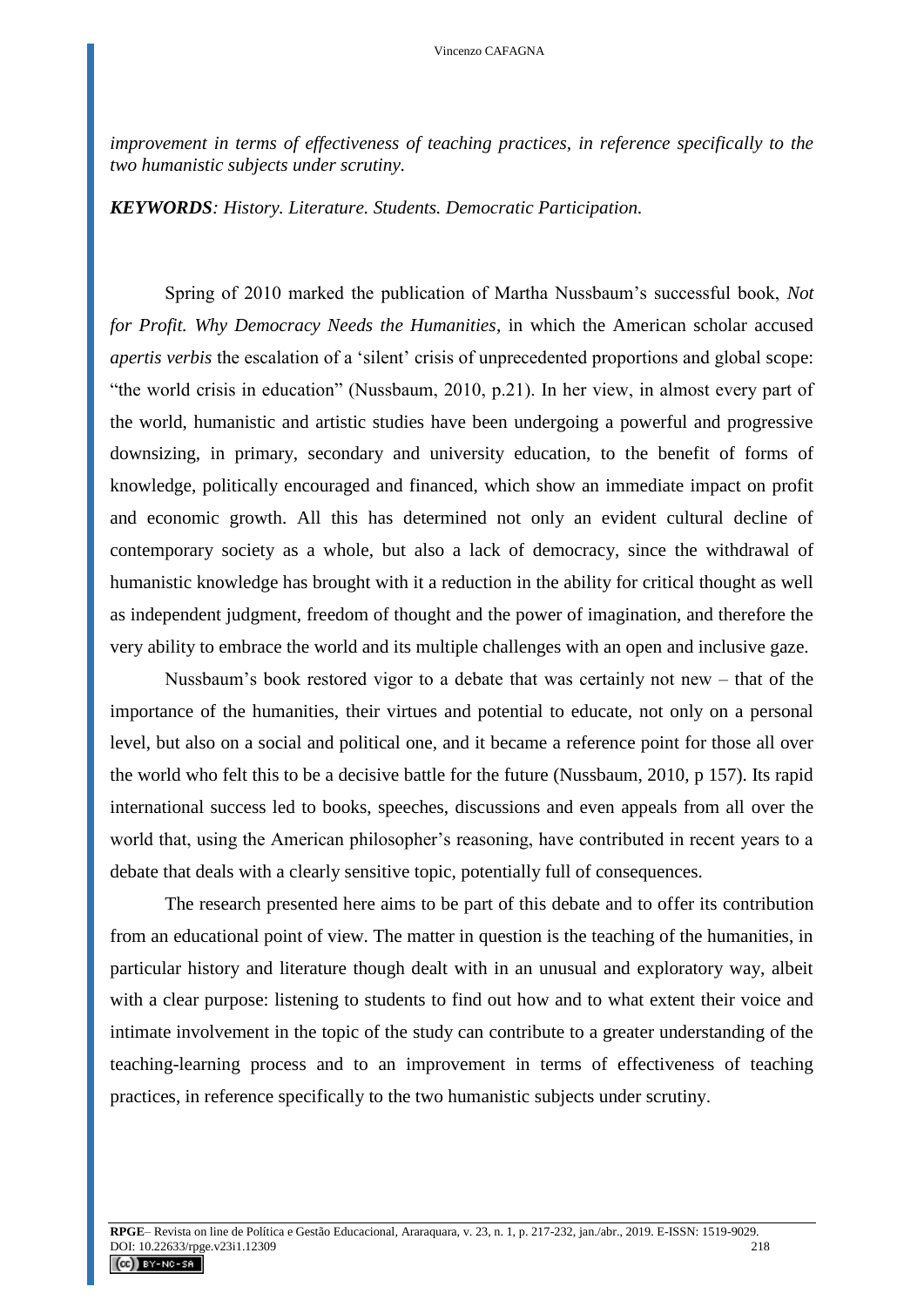*improvement in terms of effectiveness of teaching practices, in reference specifically to the two humanistic subjects under scrutiny.*

***KEYWORDS**: History. Literature. Students. Democratic Participation.*

Spring of 2010 marked the publication of Martha Nussbaum's successful book, *Not for Profit. Why Democracy Needs the Humanities*, in which the American scholar accused *apertis verbis* the escalation of a 'silent' crisis of unprecedented proportions and global scope: "the world crisis in education" (Nussbaum, 2010, p.21). In her view, in almost every part of the world, humanistic and artistic studies have been undergoing a powerful and progressive downsizing, in primary, secondary and university education, to the benefit of forms of knowledge, politically encouraged and financed, which show an immediate impact on profit and economic growth. All this has determined not only an evident cultural decline of contemporary society as a whole, but also a lack of democracy, since the withdrawal of humanistic knowledge has brought with it a reduction in the ability for critical thought as well as independent judgment, freedom of thought and the power of imagination, and therefore the very ability to embrace the world and its multiple challenges with an open and inclusive gaze.

Nussbaum's book restored vigor to a debate that was certainly not new – that of the importance of the humanities, their virtues and potential to educate, not only on a personal level, but also on a social and political one, and it became a reference point for those all over the world who felt this to be a decisive battle for the future (Nussbaum, 2010, p 157). Its rapid international success led to books, speeches, discussions and even appeals from all over the world that, using the American philosopher's reasoning, have contributed in recent years to a debate that deals with a clearly sensitive topic, potentially full of consequences.

The research presented here aims to be part of this debate and to offer its contribution from an educational point of view. The matter in question is the teaching of the humanities, in particular history and literature though dealt with in an unusual and exploratory way, albeit with a clear purpose: listening to students to find out how and to what extent their voice and intimate involvement in the topic of the study can contribute to a greater understanding of the teaching-learning process and to an improvement in terms of effectiveness of teaching practices, in reference specifically to the two humanistic subjects under scrutiny.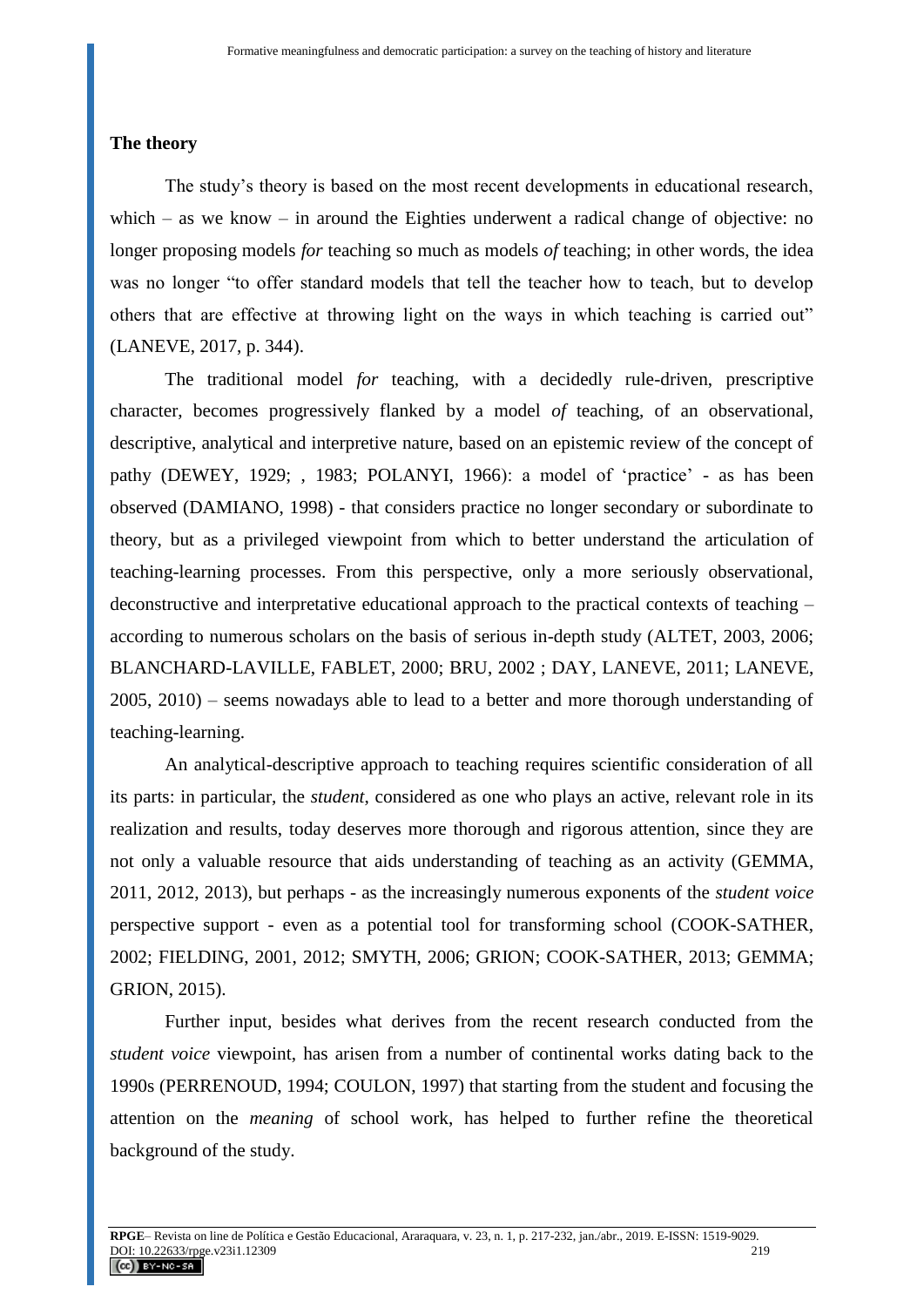## The theory

The study's theory is based on the most recent developments in educational research, which – as we know – in around the Eighties underwent a radical change of objective: no longer proposing models *for* teaching so much as models *of* teaching; in other words, the idea was no longer "to offer standard models that tell the teacher how to teach, but to develop others that are effective at throwing light on the ways in which teaching is carried out" (LANEVE, 2017, p. 344).

The traditional model *for* teaching, with a decidedly rule-driven, prescriptive character, becomes progressively flanked by a model *of* teaching, of an observational, descriptive, analytical and interpretive nature, based on an epistemic review of the concept of pathy (DEWEY, 1929; , 1983; POLANYI, 1966): a model of 'practice' - as has been observed (DAMIANO, 1998) - that considers practice no longer secondary or subordinate to theory, but as a privileged viewpoint from which to better understand the articulation of teaching-learning processes. From this perspective, only a more seriously observational, deconstructive and interpretative educational approach to the practical contexts of teaching – according to numerous scholars on the basis of serious in-depth study (ALTET, 2003, 2006; BLANCHARD-LAVILLE, FABLET, 2000; BRU, 2002 ; DAY, LANEVE, 2011; LANEVE, 2005, 2010) – seems nowadays able to lead to a better and more thorough understanding of teaching-learning.

An analytical-descriptive approach to teaching requires scientific consideration of all its parts: in particular, the *student*, considered as one who plays an active, relevant role in its realization and results, today deserves more thorough and rigorous attention, since they are not only a valuable resource that aids understanding of teaching as an activity (GEMMA, 2011, 2012, 2013), but perhaps - as the increasingly numerous exponents of the *student voice* perspective support - even as a potential tool for transforming school (COOK-SATHER, 2002; FIELDING, 2001, 2012; SMYTH, 2006; GRION; COOK-SATHER, 2013; GEMMA; GRION, 2015).

Further input, besides what derives from the recent research conducted from the *student voice* viewpoint, has arisen from a number of continental works dating back to the 1990s (PERRENOUD, 1994; COULON, 1997) that starting from the student and focusing the attention on the *meaning* of school work, has helped to further refine the theoretical background of the study.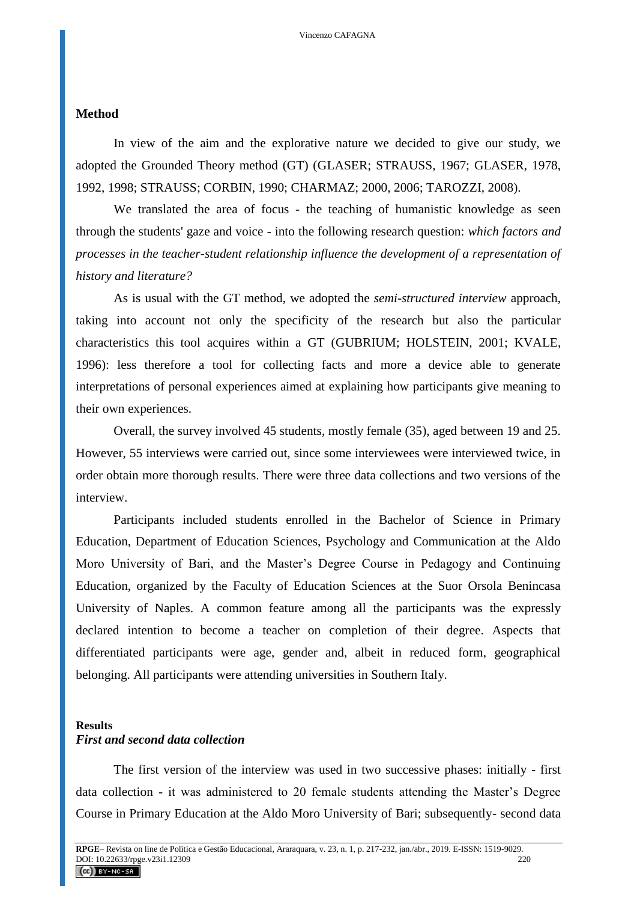## Method

In view of the aim and the explorative nature we decided to give our study, we adopted the Grounded Theory method (GT) (GLASER; STRAUSS, 1967; GLASER, 1978, 1992, 1998; STRAUSS; CORBIN, 1990; CHARMAZ; 2000, 2006; TAROZZI, 2008).

We translated the area of focus - the teaching of humanistic knowledge as seen through the students' gaze and voice - into the following research question: *which factors and processes in the teacher-student relationship influence the development of a representation of history and literature?*

As is usual with the GT method, we adopted the *semi-structured interview* approach, taking into account not only the specificity of the research but also the particular characteristics this tool acquires within a GT (GUBRIUM; HOLSTEIN, 2001; KVALE, 1996): less therefore a tool for collecting facts and more a device able to generate interpretations of personal experiences aimed at explaining how participants give meaning to their own experiences.

Overall, the survey involved 45 students, mostly female (35), aged between 19 and 25. However, 55 interviews were carried out, since some interviewees were interviewed twice, in order obtain more thorough results. There were three data collections and two versions of the interview.

Participants included students enrolled in the Bachelor of Science in Primary Education, Department of Education Sciences, Psychology and Communication at the Aldo Moro University of Bari, and the Master's Degree Course in Pedagogy and Continuing Education, organized by the Faculty of Education Sciences at the Suor Orsola Benincasa University of Naples. A common feature among all the participants was the expressly declared intention to become a teacher on completion of their degree. Aspects that differentiated participants were age, gender and, albeit in reduced form, geographical belonging. All participants were attending universities in Southern Italy.

## Results

### *First and second data collection*

The first version of the interview was used in two successive phases: initially - first data collection - it was administered to 20 female students attending the Master's Degree Course in Primary Education at the Aldo Moro University of Bari; subsequently- second data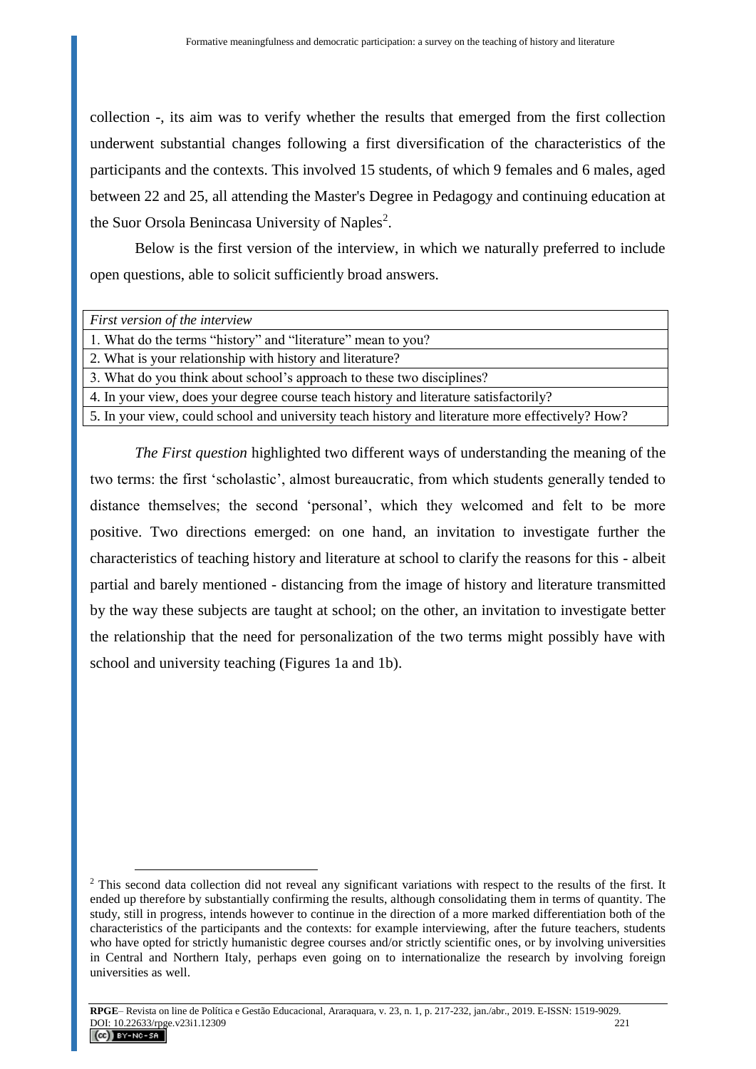collection -, its aim was to verify whether the results that emerged from the first collection underwent substantial changes following a first diversification of the characteristics of the participants and the contexts. This involved 15 students, of which 9 females and 6 males, aged between 22 and 25, all attending the Master's Degree in Pedagogy and continuing education at the Suor Orsola Benincasa University of Naples[2].

Below is the first version of the interview, in which we naturally preferred to include open questions, able to solicit sufficiently broad answers.

| *First version of the interview* |
|---|
| 1. What do the terms “history” and “literature” mean to you? |
| 2. What is your relationship with history and literature? |
| 3. What do you think about school’s approach to these two disciplines? |
| 4. In your view, does your degree course teach history and literature satisfactorily? |
| 5. In your view, could school and university teach history and literature more effectively? How? |

*The First question* highlighted two different ways of understanding the meaning of the two terms: the first ‘scholastic’, almost bureaucratic, from which students generally tended to distance themselves; the second ‘personal’, which they welcomed and felt to be more positive. Two directions emerged: on one hand, an invitation to investigate further the characteristics of teaching history and literature at school to clarify the reasons for this - albeit partial and barely mentioned - distancing from the image of history and literature transmitted by the way these subjects are taught at school; on the other, an invitation to investigate better the relationship that the need for personalization of the two terms might possibly have with school and university teaching (Figures 1a and 1b).

[2] This second data collection did not reveal any significant variations with respect to the results of the first. It ended up therefore by substantially confirming the results, although consolidating them in terms of quantity. The study, still in progress, intends however to continue in the direction of a more marked differentiation both of the characteristics of the participants and the contexts: for example interviewing, after the future teachers, students who have opted for strictly humanistic degree courses and/or strictly scientific ones, or by involving universities in Central and Northern Italy, perhaps even going on to internationalize the research by involving foreign universities as well.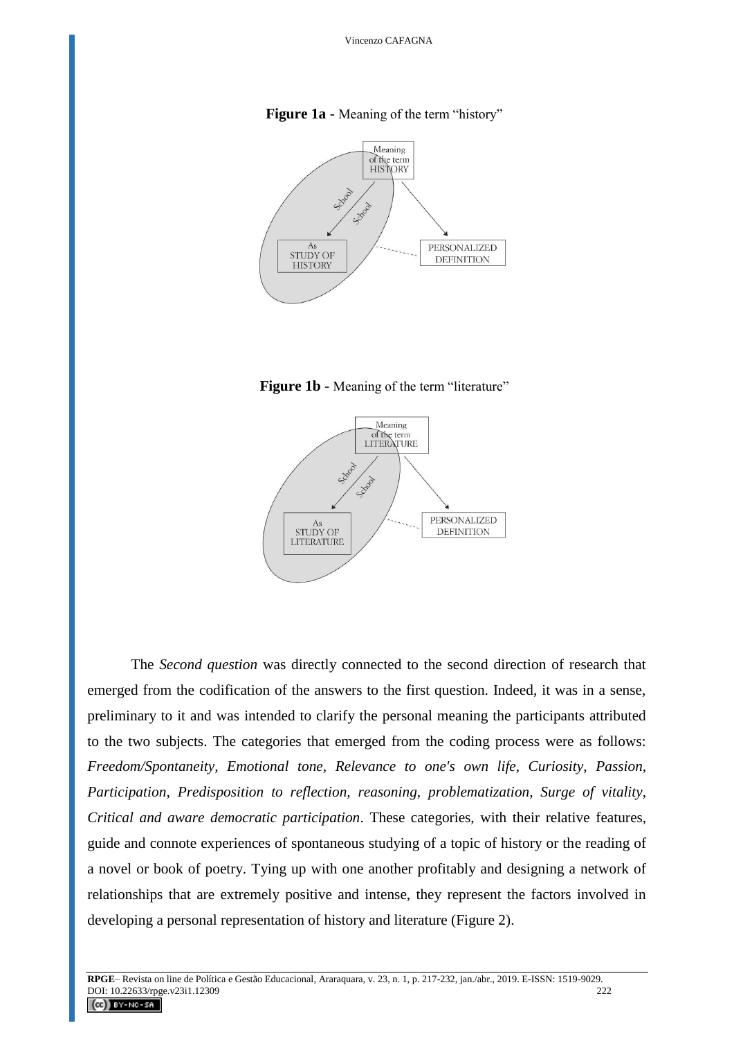**Figure 1a** - Meaning of the term "history"

Meaning
of the term
HISTORY

School
School

As
STUDY OF
HISTORY

PERSONALIZED
DEFINITION

**Figure 1b** - Meaning of the term "literature"

Meaning
of the term
LITERATURE

School
School

As
STUDY OF
LITERATURE

PERSONALIZED
DEFINITION

The *Second question* was directly connected to the second direction of research that emerged from the codification of the answers to the first question. Indeed, it was in a sense, preliminary to it and was intended to clarify the personal meaning the participants attributed to the two subjects. The categories that emerged from the coding process were as follows: *Freedom/Spontaneity, Emotional tone, Relevance to one's own life, Curiosity, Passion, Participation, Predisposition to reflection, reasoning, problematization, Surge of vitality, Critical and aware democratic participation*. These categories, with their relative features, guide and connote experiences of spontaneous studying of a topic of history or the reading of a novel or book of poetry. Tying up with one another profitably and designing a network of relationships that are extremely positive and intense, they represent the factors involved in developing a personal representation of history and literature (Figure 2).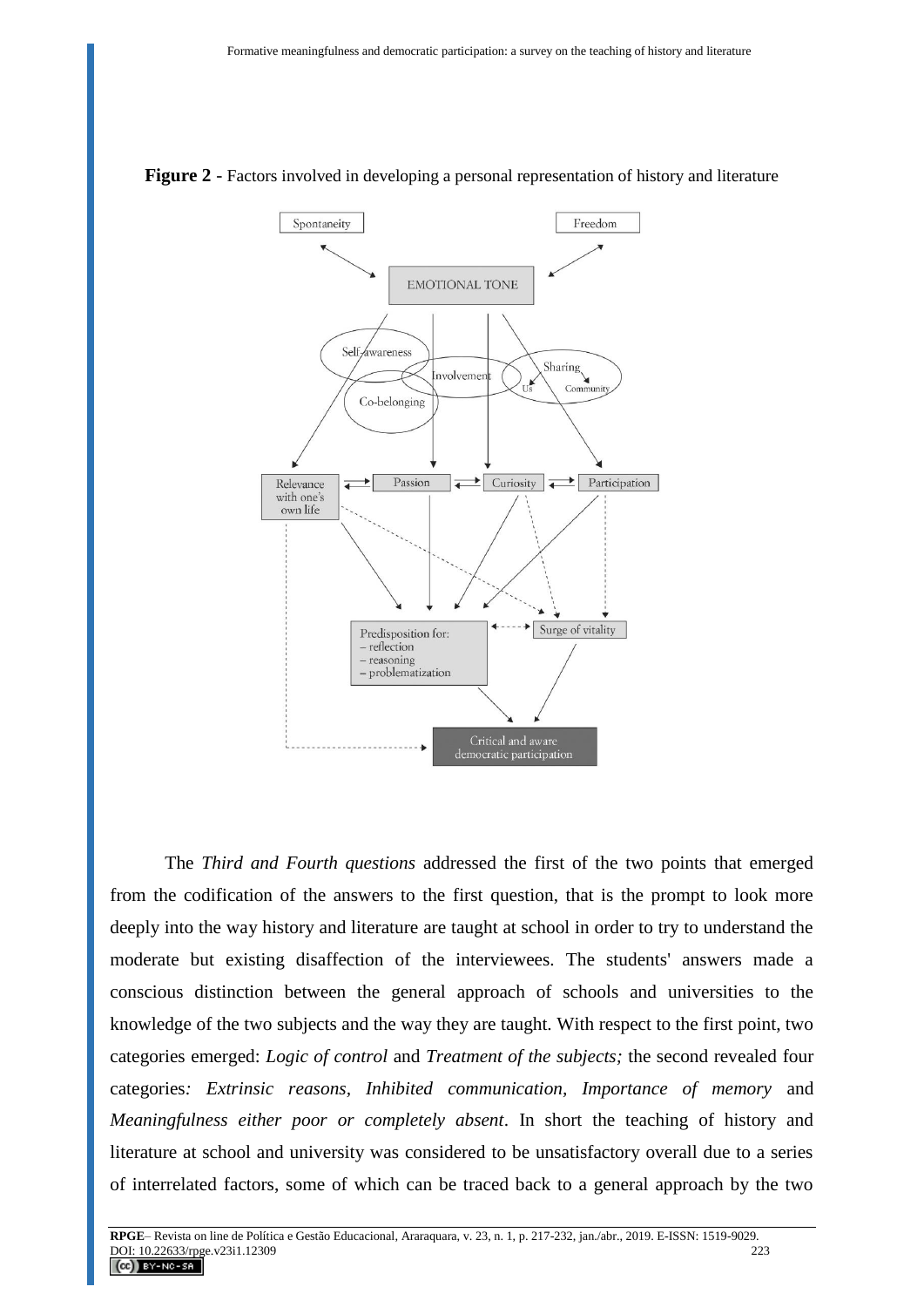**Figure 2** - Factors involved in developing a personal representation of history and literature

Spontaneity

Freedom

EMOTIONAL TONE

Self-awareness

Involvement

Sharing

Us

Community

Co-belonging

Relevance with one's own life

Passion

Curiosity

Participation

Predisposition for:
– reflection
– reasoning
– problematization

Surge of vitality

Critical and aware democratic participation

The *Third and Fourth questions* addressed the first of the two points that emerged from the codification of the answers to the first question, that is the prompt to look more deeply into the way history and literature are taught at school in order to try to understand the moderate but existing disaffection of the interviewees. The students' answers made a conscious distinction between the general approach of schools and universities to the knowledge of the two subjects and the way they are taught. With respect to the first point, two categories emerged: *Logic of control* and *Treatment of the subjects;* the second revealed four categories*: Extrinsic reasons, Inhibited communication, Importance of memory* and *Meaningfulness either poor or completely absent*. In short the teaching of history and literature at school and university was considered to be unsatisfactory overall due to a series of interrelated factors, some of which can be traced back to a general approach by the two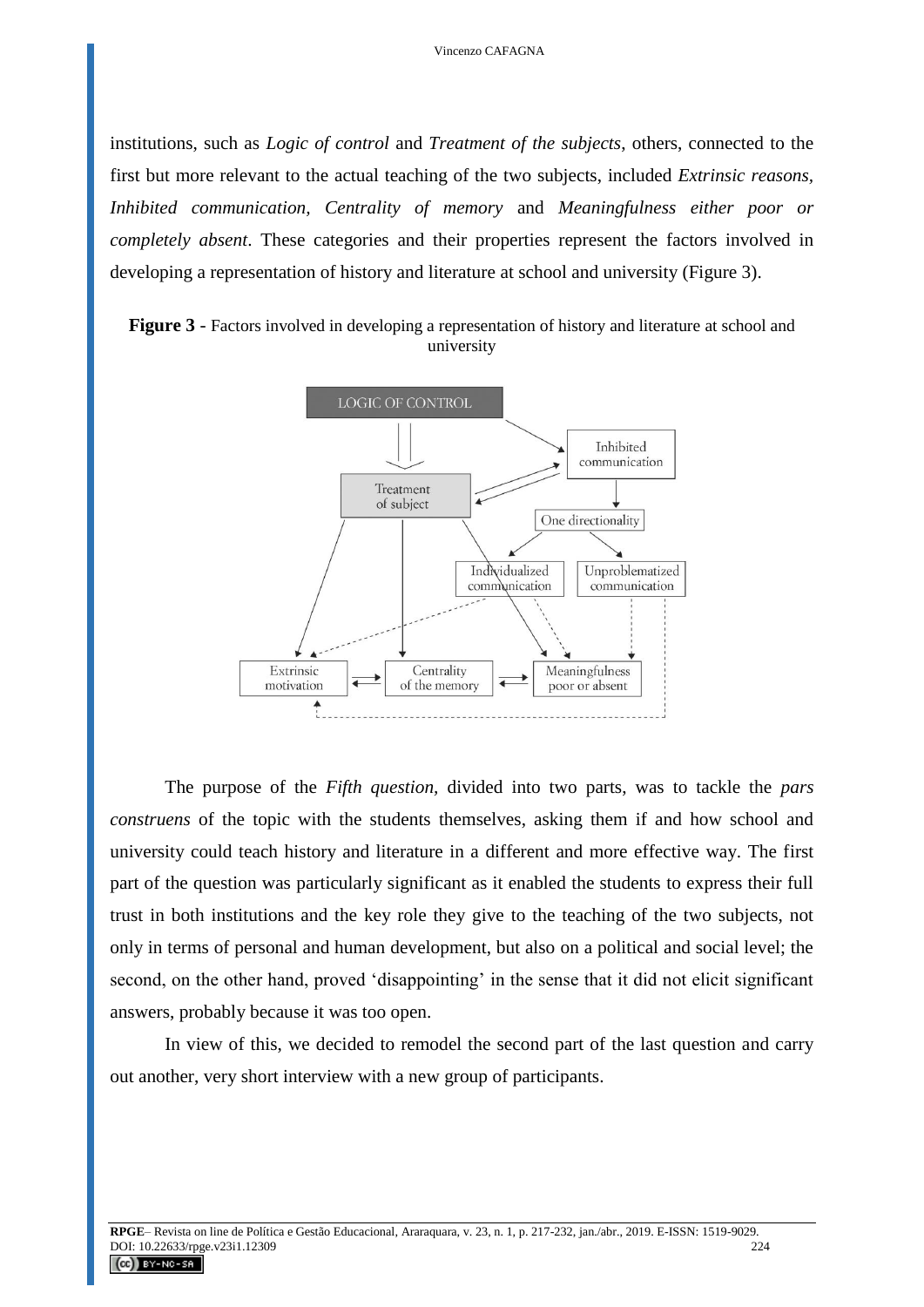institutions, such as *Logic of control* and *Treatment of the subjects*, others, connected to the first but more relevant to the actual teaching of the two subjects, included *Extrinsic reasons*, *Inhibited communication*, *Centrality of memory* and *Meaningfulness either poor or completely absent*. These categories and their properties represent the factors involved in developing a representation of history and literature at school and university (Figure 3).

**Figure 3** - Factors involved in developing a representation of history and literature at school and university

LOGIC OF CONTROL
Inhibited communication
Treatment of subject
One directionality
Individualized communication
Unproblematized communication
Extrinsic motivation
Centrality of the memory
Meaningfulness poor or absent

The purpose of the *Fifth question*, divided into two parts, was to tackle the *pars construens* of the topic with the students themselves, asking them if and how school and university could teach history and literature in a different and more effective way. The first part of the question was particularly significant as it enabled the students to express their full trust in both institutions and the key role they give to the teaching of the two subjects, not only in terms of personal and human development, but also on a political and social level; the second, on the other hand, proved 'disappointing' in the sense that it did not elicit significant answers, probably because it was too open.

In view of this, we decided to remodel the second part of the last question and carry out another, very short interview with a new group of participants.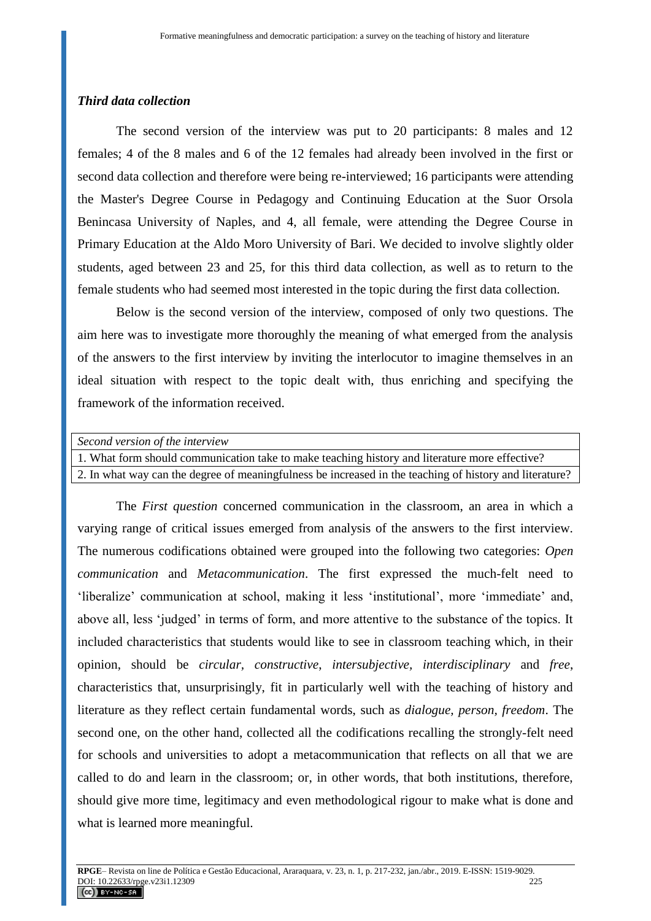### *Third data collection*

The second version of the interview was put to 20 participants: 8 males and 12 females; 4 of the 8 males and 6 of the 12 females had already been involved in the first or second data collection and therefore were being re-interviewed; 16 participants were attending the Master's Degree Course in Pedagogy and Continuing Education at the Suor Orsola Benincasa University of Naples, and 4, all female, were attending the Degree Course in Primary Education at the Aldo Moro University of Bari. We decided to involve slightly older students, aged between 23 and 25, for this third data collection, as well as to return to the female students who had seemed most interested in the topic during the first data collection.

Below is the second version of the interview, composed of only two questions. The aim here was to investigate more thoroughly the meaning of what emerged from the analysis of the answers to the first interview by inviting the interlocutor to imagine themselves in an ideal situation with respect to the topic dealt with, thus enriching and specifying the framework of the information received.

| *Second version of the interview* |
|---|
| 1. What form should communication take to make teaching history and literature more effective? |
| 2. In what way can the degree of meaningfulness be increased in the teaching of history and literature? |

The *First question* concerned communication in the classroom, an area in which a varying range of critical issues emerged from analysis of the answers to the first interview. The numerous codifications obtained were grouped into the following two categories: *Open communication* and *Metacommunication*. The first expressed the much-felt need to 'liberalize' communication at school, making it less 'institutional', more 'immediate' and, above all, less 'judged' in terms of form, and more attentive to the substance of the topics. It included characteristics that students would like to see in classroom teaching which, in their opinion, should be *circular, constructive*, *intersubjective, interdisciplinary* and *free*, characteristics that, unsurprisingly, fit in particularly well with the teaching of history and literature as they reflect certain fundamental words, such as *dialogue*, *person*, *freedom*. The second one, on the other hand, collected all the codifications recalling the strongly-felt need for schools and universities to adopt a metacommunication that reflects on all that we are called to do and learn in the classroom; or, in other words, that both institutions, therefore, should give more time, legitimacy and even methodological rigour to make what is done and what is learned more meaningful.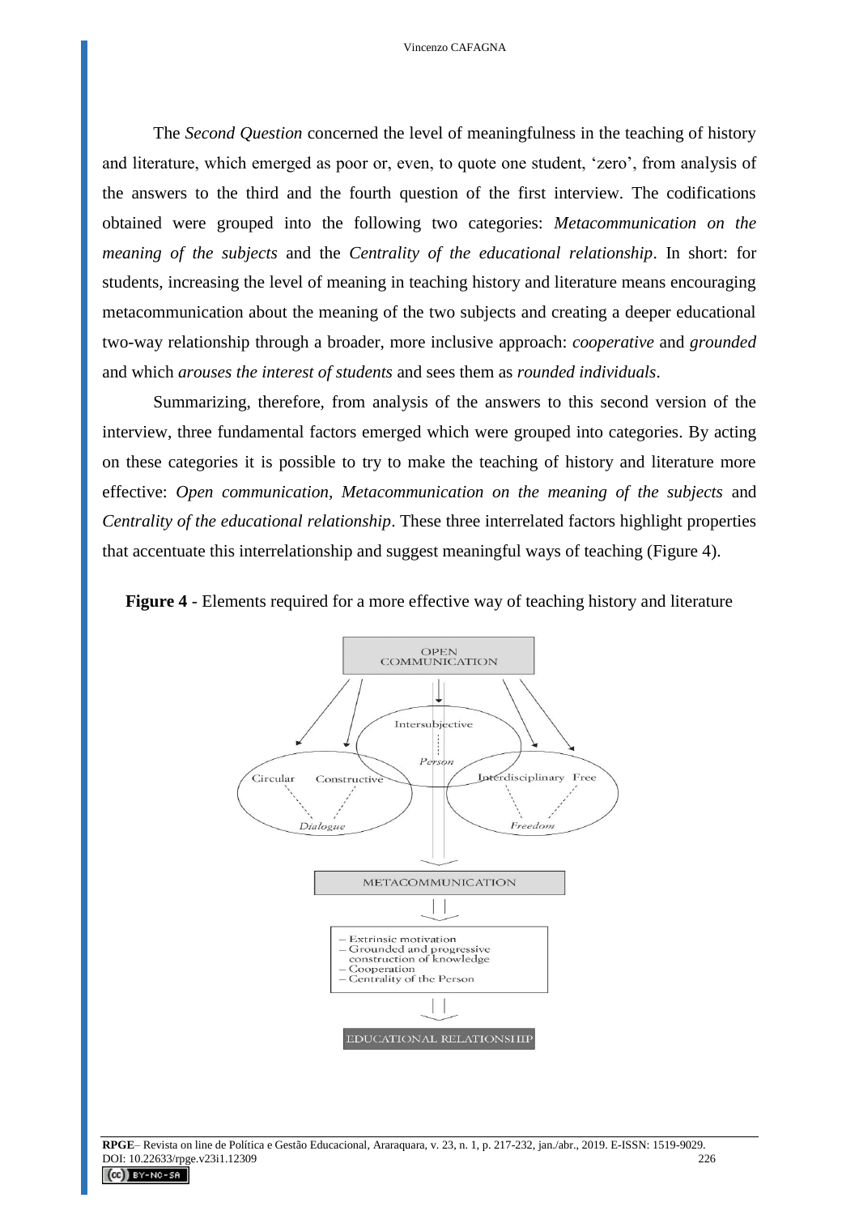The *Second Question* concerned the level of meaningfulness in the teaching of history and literature, which emerged as poor or, even, to quote one student, 'zero', from analysis of the answers to the third and the fourth question of the first interview. The codifications obtained were grouped into the following two categories: *Metacommunication on the meaning of the subjects* and the *Centrality of the educational relationship*. In short: for students, increasing the level of meaning in teaching history and literature means encouraging metacommunication about the meaning of the two subjects and creating a deeper educational two-way relationship through a broader, more inclusive approach: *cooperative* and *grounded* and which *arouses the interest of students* and sees them as *rounded individuals*.

Summarizing, therefore, from analysis of the answers to this second version of the interview, three fundamental factors emerged which were grouped into categories. By acting on these categories it is possible to try to make the teaching of history and literature more effective: *Open communication, Metacommunication on the meaning of the subjects* and *Centrality of the educational relationship*. These three interrelated factors highlight properties that accentuate this interrelationship and suggest meaningful ways of teaching (Figure 4).

**Figure 4** - Elements required for a more effective way of teaching history and literature

OPEN COMMUNICATION

Intersubjective

*Person*

Circular

Constructive

*Dialogue*

Interdisciplinary

Free

*Freedom*

METACOMMUNICATION

– Extrinsic motivation
– Grounded and progressive construction of knowledge
– Cooperation
– Centrality of the Person

EDUCATIONAL RELATIONSHIP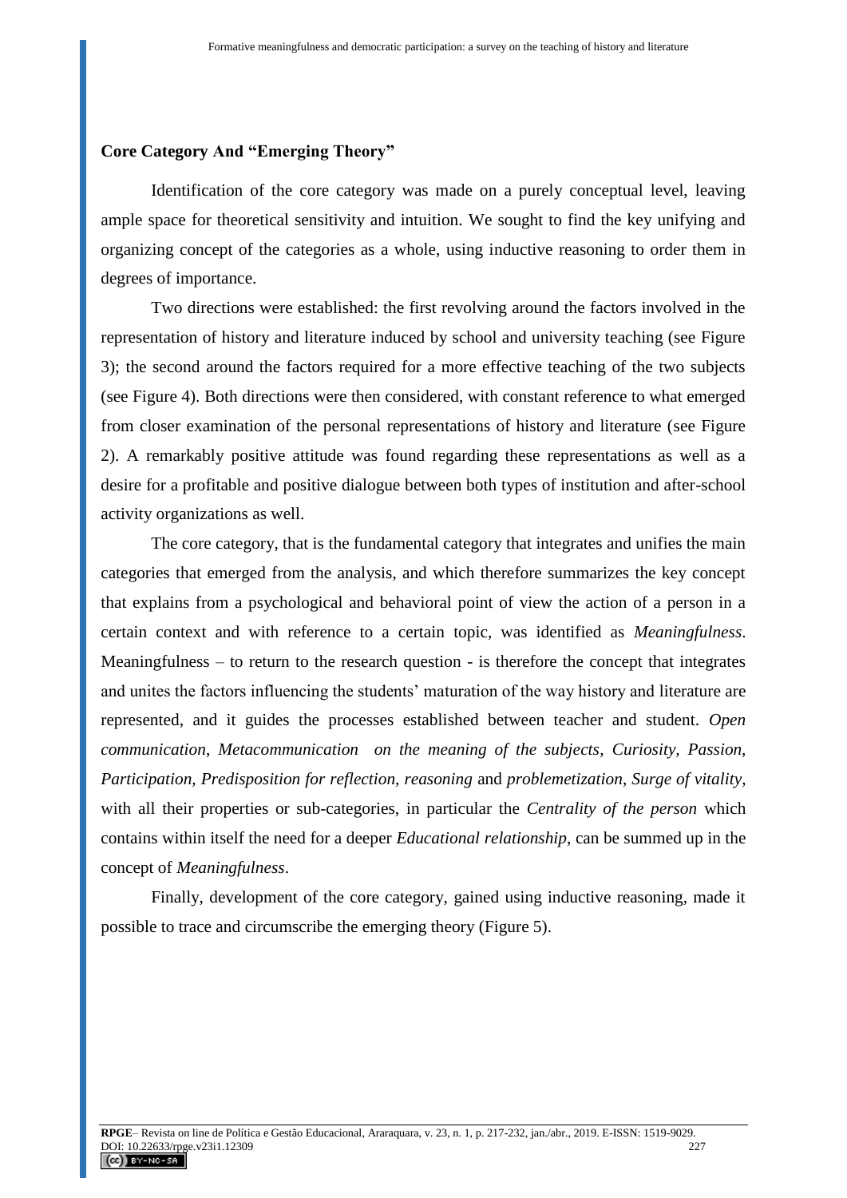## Core Category And "Emerging Theory"

Identification of the core category was made on a purely conceptual level, leaving ample space for theoretical sensitivity and intuition. We sought to find the key unifying and organizing concept of the categories as a whole, using inductive reasoning to order them in degrees of importance.

Two directions were established: the first revolving around the factors involved in the representation of history and literature induced by school and university teaching (see Figure 3); the second around the factors required for a more effective teaching of the two subjects (see Figure 4). Both directions were then considered, with constant reference to what emerged from closer examination of the personal representations of history and literature (see Figure 2). A remarkably positive attitude was found regarding these representations as well as a desire for a profitable and positive dialogue between both types of institution and after-school activity organizations as well.

The core category, that is the fundamental category that integrates and unifies the main categories that emerged from the analysis, and which therefore summarizes the key concept that explains from a psychological and behavioral point of view the action of a person in a certain context and with reference to a certain topic, was identified as *Meaningfulness*. Meaningfulness – to return to the research question - is therefore the concept that integrates and unites the factors influencing the students' maturation of the way history and literature are represented, and it guides the processes established between teacher and student. *Open communication*, *Metacommunication on the meaning of the subjects*, *Curiosity, Passion, Participation, Predisposition for reflection, reasoning* and *problemetization*, *Surge of vitality*, with all their properties or sub-categories, in particular the *Centrality of the person* which contains within itself the need for a deeper *Educational relationship*, can be summed up in the concept of *Meaningfulness*.

Finally, development of the core category, gained using inductive reasoning, made it possible to trace and circumscribe the emerging theory (Figure 5).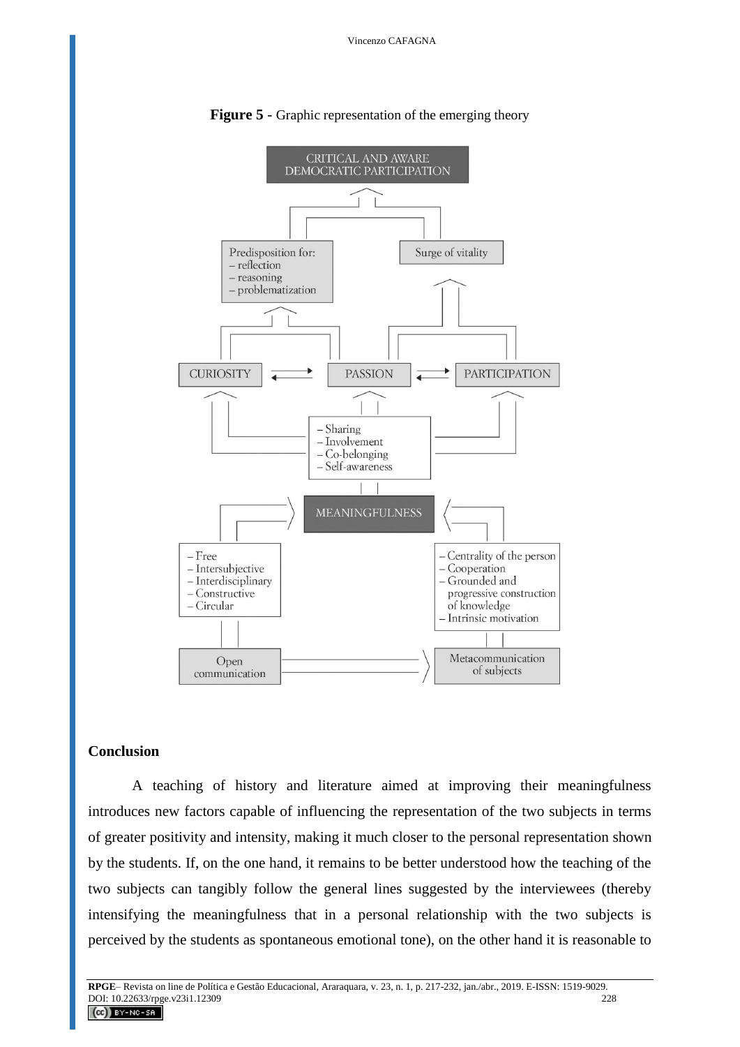**Figure 5** - Graphic representation of the emerging theory

CRITICAL AND AWARE DEMOCRATIC PARTICIPATION

Predisposition for:
– reflection
– reasoning
– problematization

Surge of vitality

CURIOSITY

PASSION

PARTICIPATION

– Sharing
– Involvement
– Co-belonging
– Self-awareness

MEANINGFULNESS

– Free
– Intersubjective
– Interdisciplinary
– Constructive
– Circular

– Centrality of the person
– Cooperation
– Grounded and progressive construction of knowledge
– Intrinsic motivation

Open communication

Metacommunication of subjects

## Conclusion

A teaching of history and literature aimed at improving their meaningfulness introduces new factors capable of influencing the representation of the two subjects in terms of greater positivity and intensity, making it much closer to the personal representation shown by the students. If, on the one hand, it remains to be better understood how the teaching of the two subjects can tangibly follow the general lines suggested by the interviewees (thereby intensifying the meaningfulness that in a personal relationship with the two subjects is perceived by the students as spontaneous emotional tone), on the other hand it is reasonable to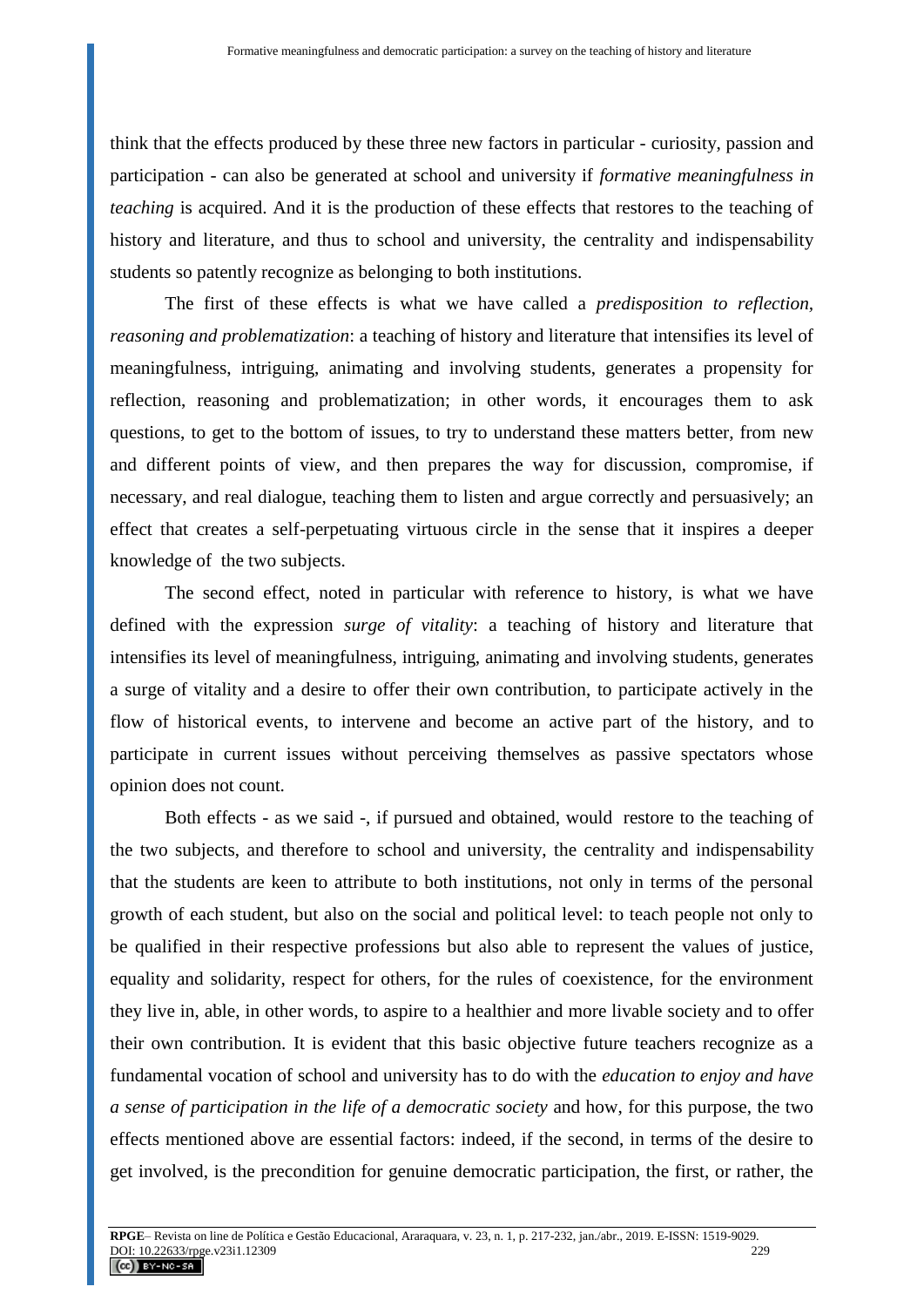think that the effects produced by these three new factors in particular - curiosity, passion and participation - can also be generated at school and university if *formative meaningfulness in teaching* is acquired. And it is the production of these effects that restores to the teaching of history and literature, and thus to school and university, the centrality and indispensability students so patently recognize as belonging to both institutions.

The first of these effects is what we have called a *predisposition to reflection, reasoning and problematization*: a teaching of history and literature that intensifies its level of meaningfulness, intriguing, animating and involving students, generates a propensity for reflection, reasoning and problematization; in other words, it encourages them to ask questions, to get to the bottom of issues, to try to understand these matters better, from new and different points of view, and then prepares the way for discussion, compromise, if necessary, and real dialogue, teaching them to listen and argue correctly and persuasively; an effect that creates a self-perpetuating virtuous circle in the sense that it inspires a deeper knowledge of the two subjects.

The second effect, noted in particular with reference to history, is what we have defined with the expression *surge of vitality*: a teaching of history and literature that intensifies its level of meaningfulness, intriguing, animating and involving students, generates a surge of vitality and a desire to offer their own contribution, to participate actively in the flow of historical events, to intervene and become an active part of the history, and to participate in current issues without perceiving themselves as passive spectators whose opinion does not count.

Both effects - as we said -, if pursued and obtained, would restore to the teaching of the two subjects, and therefore to school and university, the centrality and indispensability that the students are keen to attribute to both institutions, not only in terms of the personal growth of each student, but also on the social and political level: to teach people not only to be qualified in their respective professions but also able to represent the values of justice, equality and solidarity, respect for others, for the rules of coexistence, for the environment they live in, able, in other words, to aspire to a healthier and more livable society and to offer their own contribution. It is evident that this basic objective future teachers recognize as a fundamental vocation of school and university has to do with the *education to enjoy and have a sense of participation in the life of a democratic society* and how, for this purpose, the two effects mentioned above are essential factors: indeed, if the second, in terms of the desire to get involved, is the precondition for genuine democratic participation, the first, or rather, the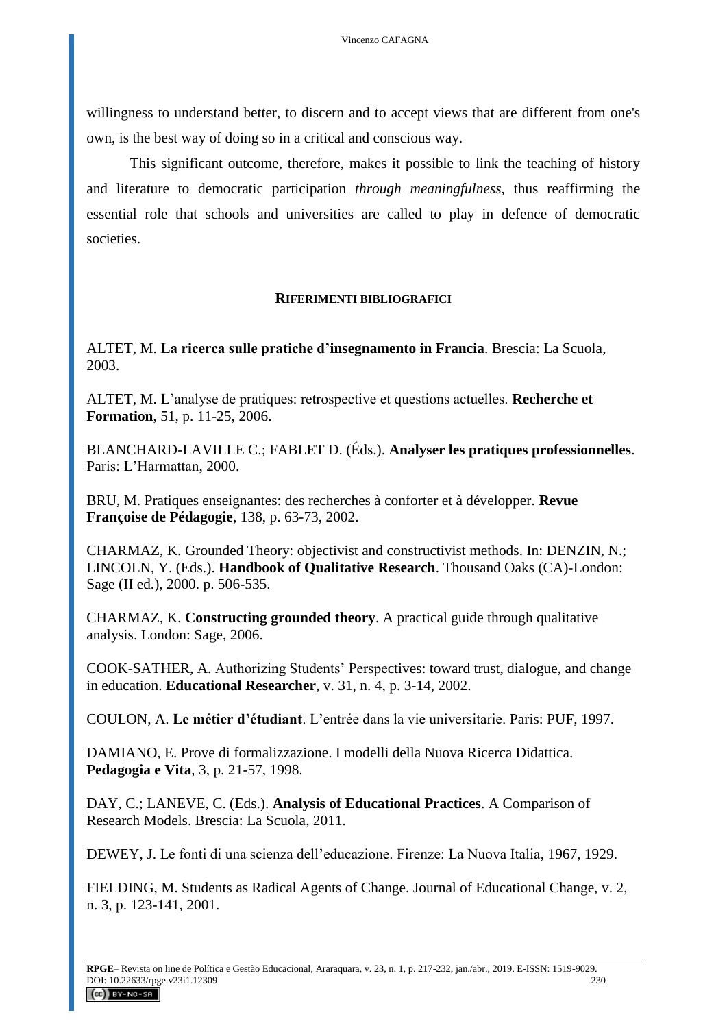willingness to understand better, to discern and to accept views that are different from one's own, is the best way of doing so in a critical and conscious way.

This significant outcome, therefore, makes it possible to link the teaching of history and literature to democratic participation *through meaningfulness*, thus reaffirming the essential role that schools and universities are called to play in defence of democratic societies.

## RIFERIMENTI BIBLIOGRAFICI

ALTET, M. **La ricerca sulle pratiche d'insegnamento in Francia**. Brescia: La Scuola, 2003.

ALTET, M. L'analyse de pratiques: retrospective et questions actuelles. **Recherche et Formation**, 51, p. 11-25, 2006.

BLANCHARD-LAVILLE C.; FABLET D. (Éds.). **Analyser les pratiques professionnelles**. Paris: L'Harmattan, 2000.

BRU, M. Pratiques enseignantes: des recherches à conforter et à développer. **Revue Françoise de Pédagogie**, 138, p. 63-73, 2002.

CHARMAZ, K. Grounded Theory: objectivist and constructivist methods. In: DENZIN, N.; LINCOLN, Y. (Eds.). **Handbook of Qualitative Research**. Thousand Oaks (CA)-London: Sage (II ed.), 2000. p. 506-535.

CHARMAZ, K. **Constructing grounded theory**. A practical guide through qualitative analysis. London: Sage, 2006.

COOK-SATHER, A. Authorizing Students' Perspectives: toward trust, dialogue, and change in education. **Educational Researcher**, v. 31, n. 4, p. 3-14, 2002.

COULON, A. **Le métier d'étudiant**. L'entrée dans la vie universitarie. Paris: PUF, 1997.

DAMIANO, E. Prove di formalizzazione. I modelli della Nuova Ricerca Didattica. **Pedagogia e Vita**, 3, p. 21-57, 1998.

DAY, C.; LANEVE, C. (Eds.). **Analysis of Educational Practices**. A Comparison of Research Models. Brescia: La Scuola, 2011.

DEWEY, J. Le fonti di una scienza dell'educazione. Firenze: La Nuova Italia, 1967, 1929.

FIELDING, M. Students as Radical Agents of Change. Journal of Educational Change, v. 2, n. 3, p. 123-141, 2001.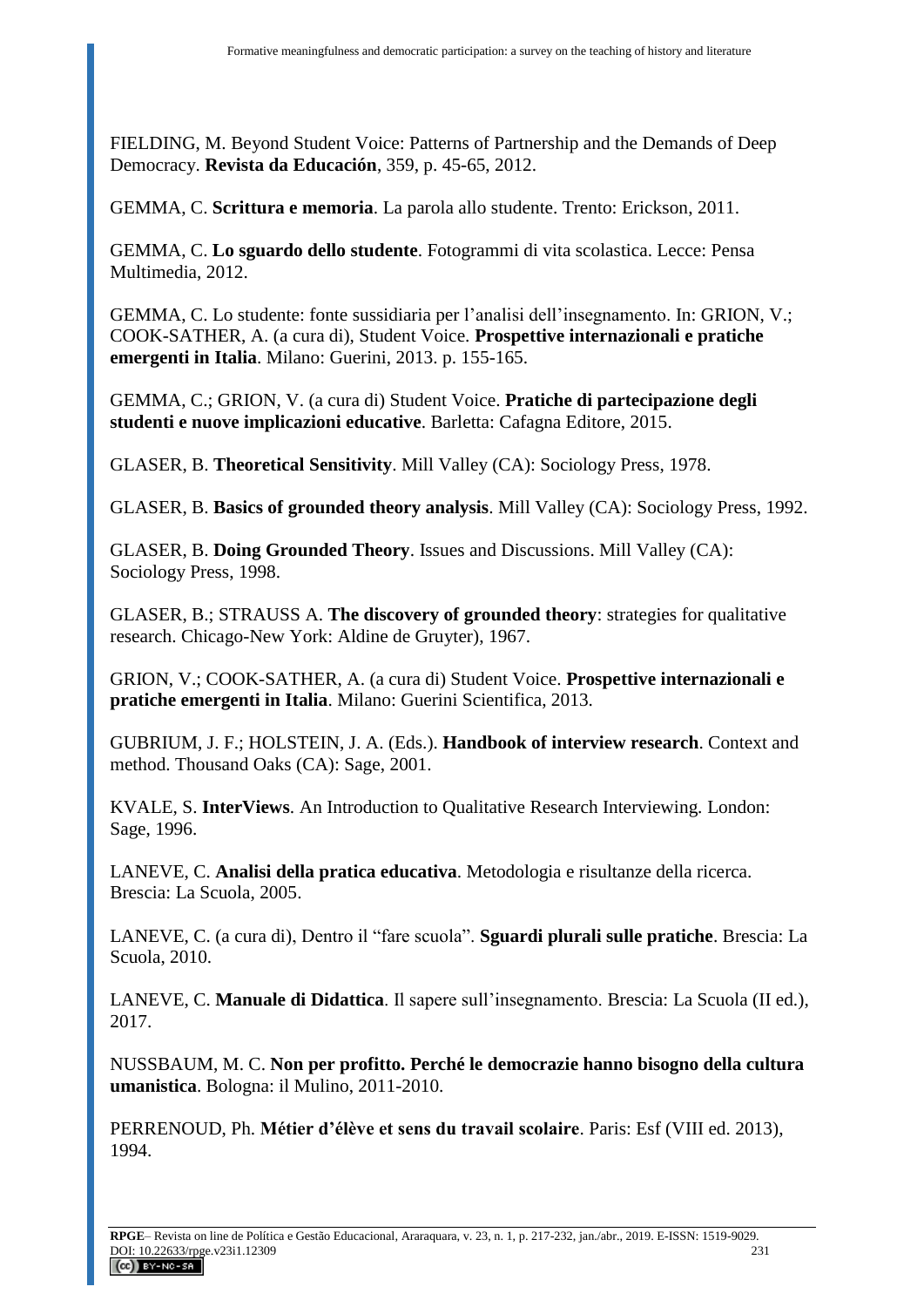FIELDING, M. Beyond Student Voice: Patterns of Partnership and the Demands of Deep Democracy. **Revista da Educación**, 359, p. 45-65, 2012.

GEMMA, C. **Scrittura e memoria**. La parola allo studente. Trento: Erickson, 2011.

GEMMA, C. **Lo sguardo dello studente**. Fotogrammi di vita scolastica. Lecce: Pensa Multimedia, 2012.

GEMMA, C. Lo studente: fonte sussidiaria per l'analisi dell'insegnamento. In: GRION, V.; COOK-SATHER, A. (a cura di), Student Voice. **Prospettive internazionali e pratiche emergenti in Italia**. Milano: Guerini, 2013. p. 155-165.

GEMMA, C.; GRION, V. (a cura di) Student Voice. **Pratiche di partecipazione degli studenti e nuove implicazioni educative**. Barletta: Cafagna Editore, 2015.

GLASER, B. **Theoretical Sensitivity**. Mill Valley (CA): Sociology Press, 1978.

GLASER, B. **Basics of grounded theory analysis**. Mill Valley (CA): Sociology Press, 1992.

GLASER, B. **Doing Grounded Theory**. Issues and Discussions. Mill Valley (CA): Sociology Press, 1998.

GLASER, B.; STRAUSS A. **The discovery of grounded theory**: strategies for qualitative research. Chicago-New York: Aldine de Gruyter), 1967.

GRION, V.; COOK-SATHER, A. (a cura di) Student Voice. **Prospettive internazionali e pratiche emergenti in Italia**. Milano: Guerini Scientifica, 2013.

GUBRIUM, J. F.; HOLSTEIN, J. A. (Eds.). **Handbook of interview research**. Context and method. Thousand Oaks (CA): Sage, 2001.

KVALE, S. **InterViews**. An Introduction to Qualitative Research Interviewing. London: Sage, 1996.

LANEVE, C. **Analisi della pratica educativa**. Metodologia e risultanze della ricerca. Brescia: La Scuola, 2005.

LANEVE, C. (a cura di), Dentro il "fare scuola". **Sguardi plurali sulle pratiche**. Brescia: La Scuola, 2010.

LANEVE, C. **Manuale di Didattica**. Il sapere sull'insegnamento. Brescia: La Scuola (II ed.), 2017.

NUSSBAUM, M. C. **Non per profitto. Perché le democrazie hanno bisogno della cultura umanistica**. Bologna: il Mulino, 2011-2010.

PERRENOUD, Ph. **Métier d'élève et sens du travail scolaire**. Paris: Esf (VIII ed. 2013), 1994.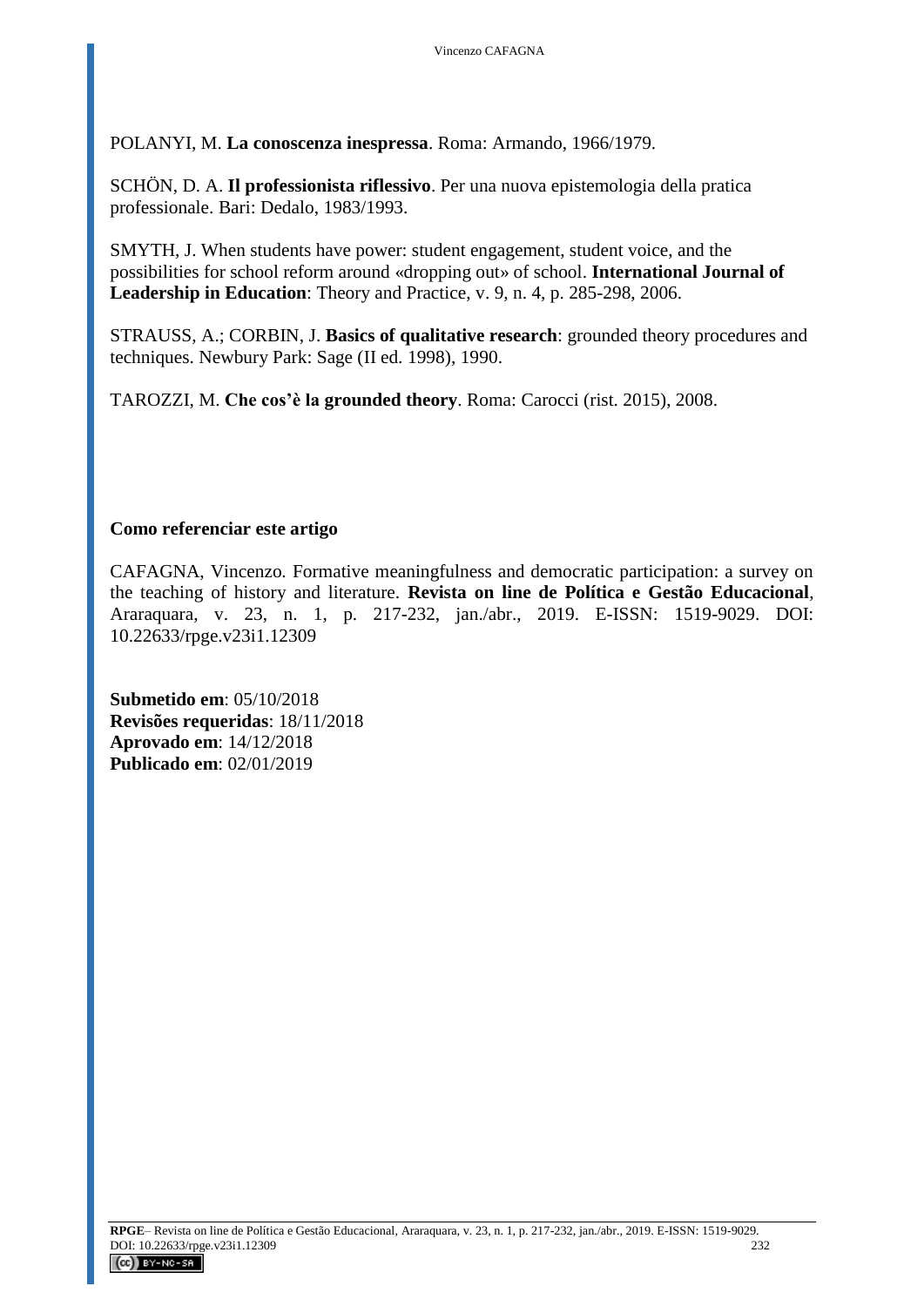POLANYI, M. **La conoscenza inespressa**. Roma: Armando, 1966/1979.

SCHÖN, D. A. **Il professionista riflessivo**. Per una nuova epistemologia della pratica professionale. Bari: Dedalo, 1983/1993.

SMYTH, J. When students have power: student engagement, student voice, and the possibilities for school reform around «dropping out» of school. **International Journal of Leadership in Education**: Theory and Practice, v. 9, n. 4, p. 285-298, 2006.

STRAUSS, A.; CORBIN, J. **Basics of qualitative research**: grounded theory procedures and techniques. Newbury Park: Sage (II ed. 1998), 1990.

TAROZZI, M. **Che cos'è la grounded theory**. Roma: Carocci (rist. 2015), 2008.

**Como referenciar este artigo**

CAFAGNA, Vincenzo. Formative meaningfulness and democratic participation: a survey on the teaching of history and literature. **Revista on line de Política e Gestão Educacional**, Araraquara, v. 23, n. 1, p. 217-232, jan./abr., 2019. E-ISSN: 1519-9029. DOI: 10.22633/rpge.v23i1.12309

**Submetido em**: 05/10/2018
**Revisões requeridas**: 18/11/2018
**Aprovado em**: 14/12/2018
**Publicado em**: 02/01/2019